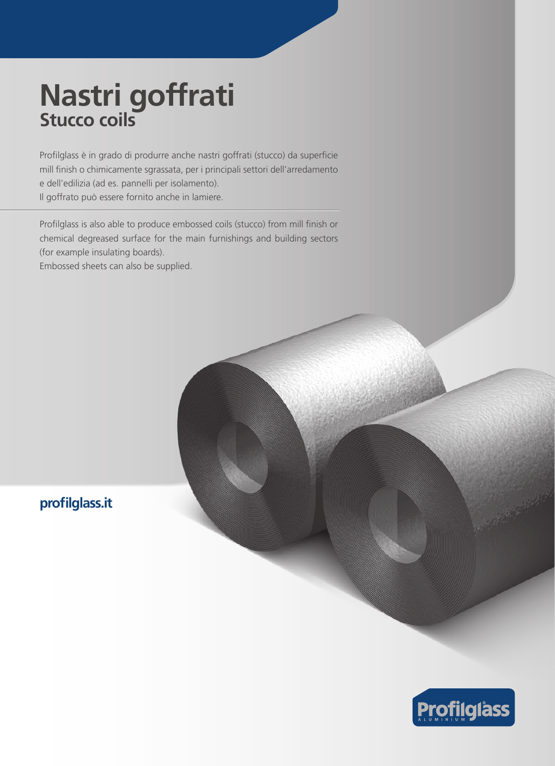# Nastri goffrati
## Stucco coils

Profilglass è in grado di produrre anche nastri goffrati (stucco) da superficie mill finish o chimicamente sgrassata, per i principali settori dell'arredamento e dell'edilizia (ad es. pannelli per isolamento).
Il goffrato può essere fornito anche in lamiere.

---

Profilglass is also able to produce embossed coils (stucco) from mill finish or chemical degreased surface for the main furnishings and building sectors (for example insulating boards).
Embossed sheets can also be supplied.

**profilglass.it**

Profilglass ALUMINIUM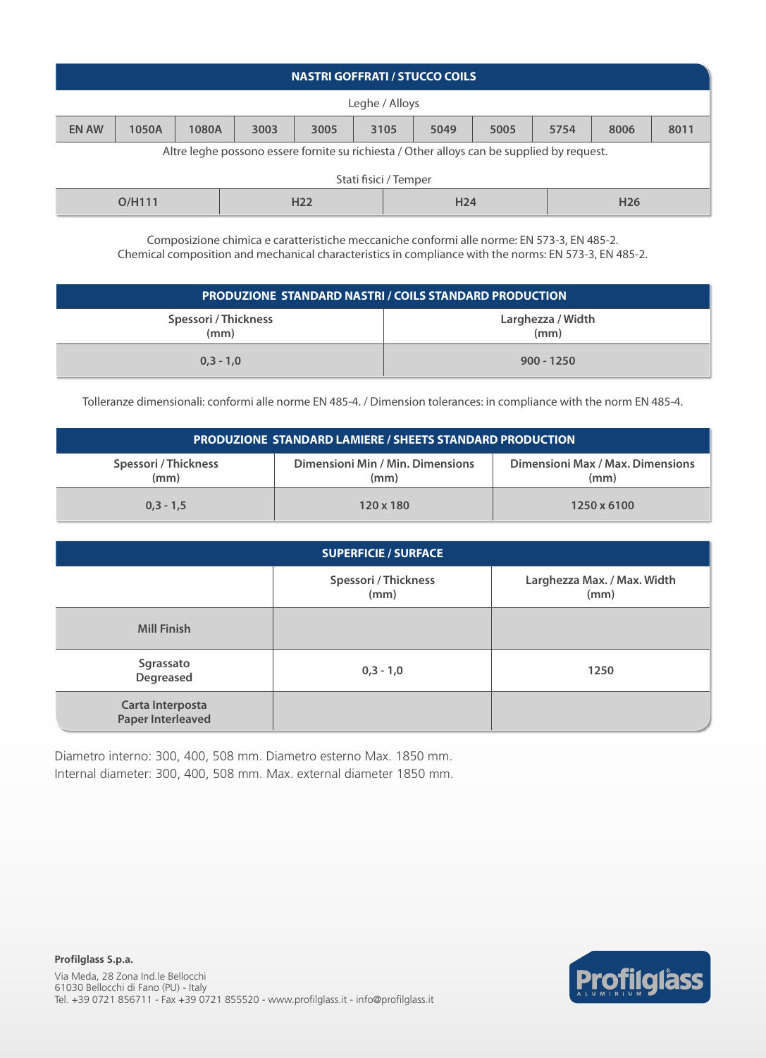| NASTRI GOFFRATI / STUCCO COILS | | | | | | | | | | |
|---|---|---|---|---|---|---|---|---|---|---|
| Leghe / Alloys | | | | | | | | | | |
| EN AW | 1050A | 1080A | 3003 | 3005 | 3105 | 5049 | 5005 | 5754 | 8006 | 8011 |
| Altre leghe possono essere fornite su richiesta / Other alloys can be supplied by request. | | | | | | | | | | |

| Stati fisici / Temper | | | |
|---|---|---|---|
| O/H111 | H22 | H24 | H26 |

Composizione chimica e caratteristiche meccaniche conformi alle norme: EN 573-3, EN 485-2.
Chemical composition and mechanical characteristics in compliance with the norms: EN 573-3, EN 485-2.

| PRODUZIONE STANDARD NASTRI / COILS STANDARD PRODUCTION | |
|---|---|
| Spessori / Thickness (mm) | Larghezza / Width (mm) |
| 0,3 - 1,0 | 900 - 1250 |

Tolleranze dimensionali: conformi alle norme EN 485-4. / Dimension tolerances: in compliance with the norm EN 485-4.

| PRODUZIONE STANDARD LAMIERE / SHEETS STANDARD PRODUCTION | | |
|---|---|---|
| Spessori / Thickness (mm) | Dimensioni Min / Min. Dimensions (mm) | Dimensioni Max / Max. Dimensions (mm) |
| 0,3 - 1,5 | 120 x 180 | 1250 x 6100 |

| SUPERFICIE / SURFACE | | |
|---|---|---|
| | Spessori / Thickness (mm) | Larghezza Max. / Max. Width (mm) |
| Mill Finish | | |
| Sgrassato Degreased | 0,3 - 1,0 | 1250 |
| Carta Interposta Paper Interleaved | | |

Diametro interno: 300, 400, 508 mm. Diametro esterno Max. 1850 mm.
Internal diameter: 300, 400, 508 mm. Max. external diameter 1850 mm.

**Profilglass S.p.a.**

Via Meda, 28 Zona Ind.le Bellocchi
61030 Bellocchi di Fano (PU) - Italy
Tel. +39 0721 856711 - Fax +39 0721 855520 - www.profilglass.it - info@profilglass.it

Profilglass ALUMINIUM